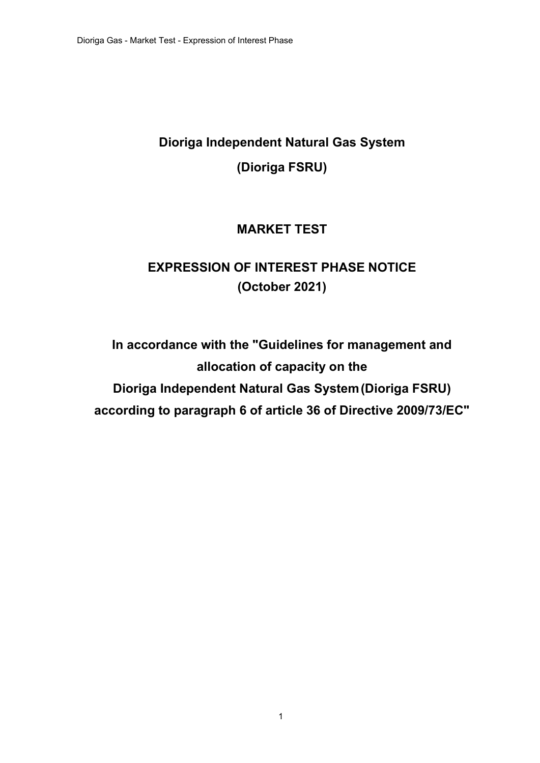# Dioriga Independent Natural Gas System

# (Dioriga FSRU)

## MARKET TEST

## EXPRESSION OF INTEREST PHASE NOTICE (October 2021)

## In accordance with the "Guidelines for management and allocation of capacity on the Dioriga Independent Natural Gas System (Dioriga FSRU) according to paragraph 6 of article 36 of Directive 2009/73/EC"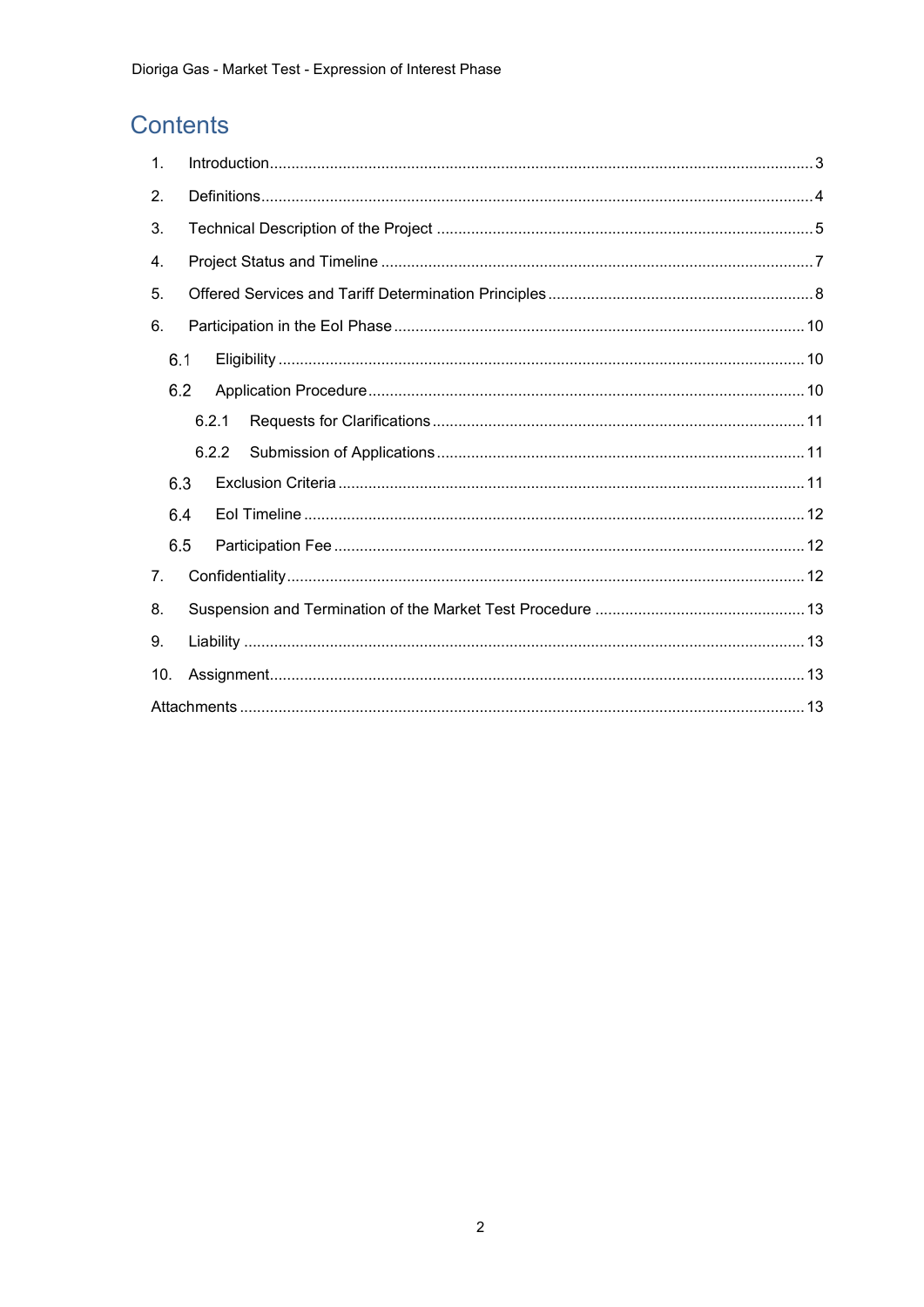# Contents

1. Introduction .... 3
2. Definitions .... 4
3. Technical Description of the Project .... 5
4. Project Status and Timeline .... 7
5. Offered Services and Tariff Determination Principles .... 8
6. Participation in the EoI Phase .... 10
   - 6.1 Eligibility .... 10
   - 6.2 Application Procedure .... 10
     - 6.2.1 Requests for Clarifications .... 11
     - 6.2.2 Submission of Applications .... 11
   - 6.3 Exclusion Criteria .... 11
   - 6.4 EoI Timeline .... 12
   - 6.5 Participation Fee .... 12
7. Confidentiality .... 12
8. Suspension and Termination of the Market Test Procedure .... 13
9. Liability .... 13
10. Assignment .... 13

Attachments .... 13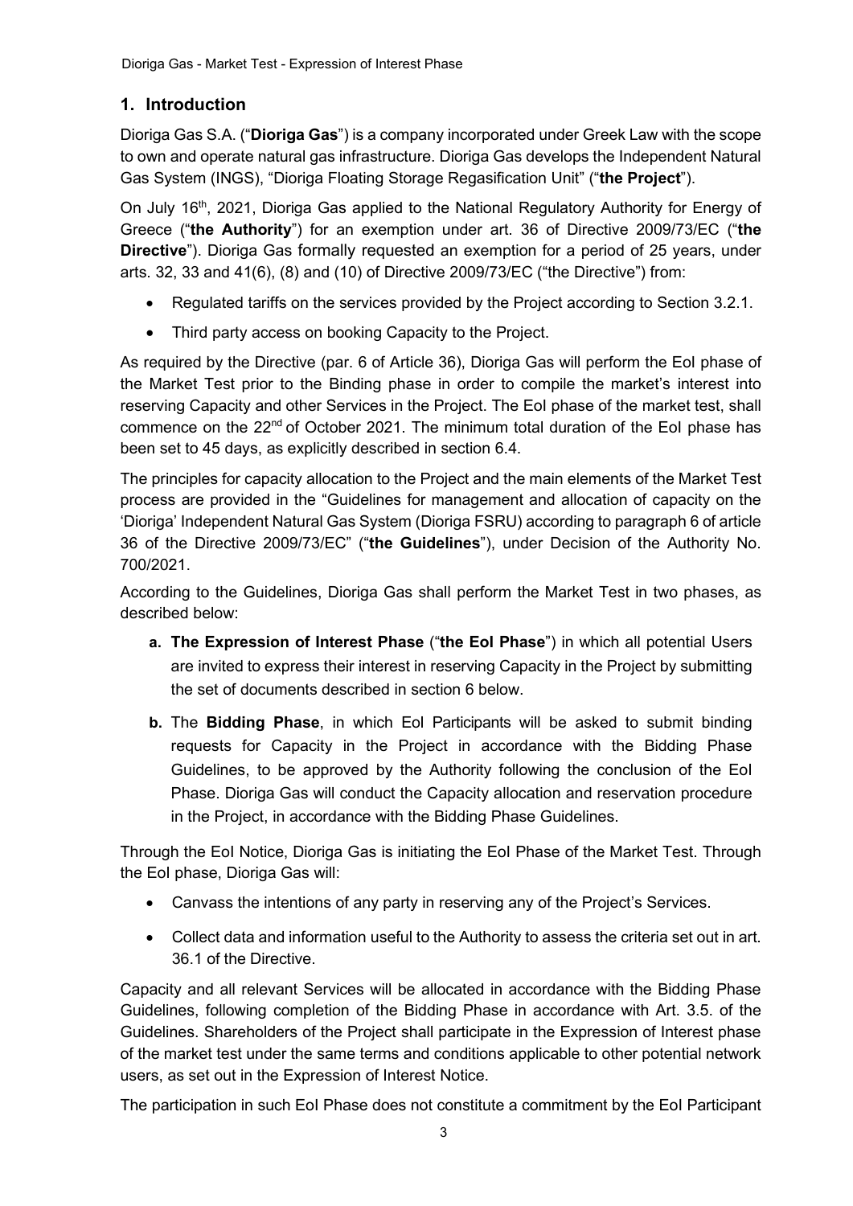## 1. Introduction

Dioriga Gas S.A. ("**Dioriga Gas**") is a company incorporated under Greek Law with the scope to own and operate natural gas infrastructure. Dioriga Gas develops the Independent Natural Gas System (INGS), "Dioriga Floating Storage Regasification Unit" ("**the Project**").

On July 16th, 2021, Dioriga Gas applied to the National Regulatory Authority for Energy of Greece ("**the Authority**") for an exemption under art. 36 of Directive 2009/73/EC ("**the Directive**"). Dioriga Gas formally requested an exemption for a period of 25 years, under arts. 32, 33 and 41(6), (8) and (10) of Directive 2009/73/EC ("the Directive") from:

- Regulated tariffs on the services provided by the Project according to Section 3.2.1.
- Third party access on booking Capacity to the Project.

As required by the Directive (par. 6 of Article 36), Dioriga Gas will perform the EoI phase of the Market Test prior to the Binding phase in order to compile the market's interest into reserving Capacity and other Services in the Project. The EoI phase of the market test, shall commence on the 22nd of October 2021. The minimum total duration of the EoI phase has been set to 45 days, as explicitly described in section 6.4.

The principles for capacity allocation to the Project and the main elements of the Market Test process are provided in the "Guidelines for management and allocation of capacity on the 'Dioriga' Independent Natural Gas System (Dioriga FSRU) according to paragraph 6 of article 36 of the Directive 2009/73/EC" ("**the Guidelines**"), under Decision of the Authority No. 700/2021.

According to the Guidelines, Dioriga Gas shall perform the Market Test in two phases, as described below:

**a. The Expression of Interest Phase** ("**the EoI Phase**") in which all potential Users are invited to express their interest in reserving Capacity in the Project by submitting the set of documents described in section 6 below.

**b.** The **Bidding Phase**, in which EoI Participants will be asked to submit binding requests for Capacity in the Project in accordance with the Bidding Phase Guidelines, to be approved by the Authority following the conclusion of the EoI Phase. Dioriga Gas will conduct the Capacity allocation and reservation procedure in the Project, in accordance with the Bidding Phase Guidelines.

Through the EoI Notice, Dioriga Gas is initiating the EoI Phase of the Market Test. Through the EoI phase, Dioriga Gas will:

- Canvass the intentions of any party in reserving any of the Project's Services.
- Collect data and information useful to the Authority to assess the criteria set out in art. 36.1 of the Directive.

Capacity and all relevant Services will be allocated in accordance with the Bidding Phase Guidelines, following completion of the Bidding Phase in accordance with Art. 3.5. of the Guidelines. Shareholders of the Project shall participate in the Expression of Interest phase of the market test under the same terms and conditions applicable to other potential network users, as set out in the Expression of Interest Notice.

The participation in such EoI Phase does not constitute a commitment by the EoI Participant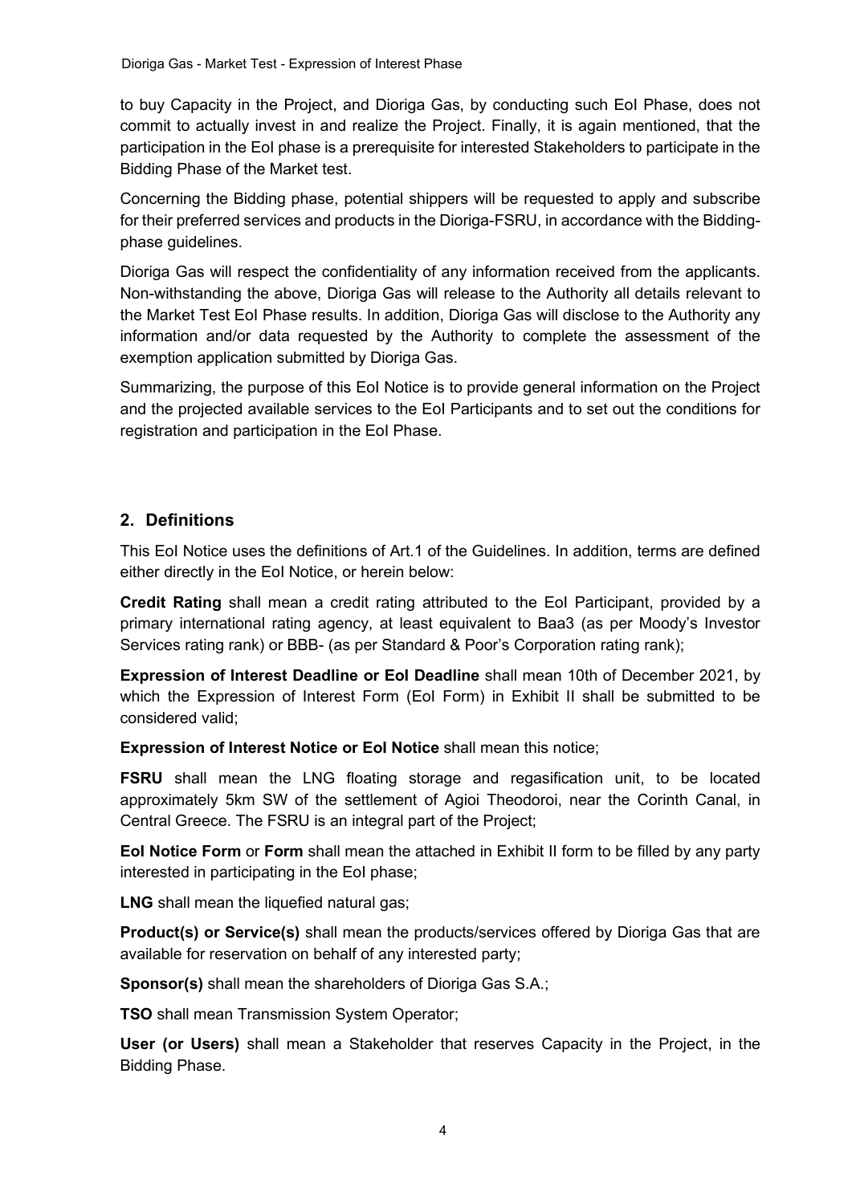to buy Capacity in the Project, and Dioriga Gas, by conducting such EoI Phase, does not commit to actually invest in and realize the Project. Finally, it is again mentioned, that the participation in the EoI phase is a prerequisite for interested Stakeholders to participate in the Bidding Phase of the Market test.

Concerning the Bidding phase, potential shippers will be requested to apply and subscribe for their preferred services and products in the Dioriga-FSRU, in accordance with the Bidding-phase guidelines.

Dioriga Gas will respect the confidentiality of any information received from the applicants. Non-withstanding the above, Dioriga Gas will release to the Authority all details relevant to the Market Test EoI Phase results. In addition, Dioriga Gas will disclose to the Authority any information and/or data requested by the Authority to complete the assessment of the exemption application submitted by Dioriga Gas.

Summarizing, the purpose of this EoI Notice is to provide general information on the Project and the projected available services to the EoI Participants and to set out the conditions for registration and participation in the EoI Phase.

## 2. Definitions

This EoI Notice uses the definitions of Art.1 of the Guidelines. In addition, terms are defined either directly in the EoI Notice, or herein below:

**Credit Rating** shall mean a credit rating attributed to the EoI Participant, provided by a primary international rating agency, at least equivalent to Baa3 (as per Moody's Investor Services rating rank) or BBB- (as per Standard & Poor's Corporation rating rank);

**Expression of Interest Deadline or EoI Deadline** shall mean 10th of December 2021, by which the Expression of Interest Form (EoI Form) in Exhibit II shall be submitted to be considered valid;

**Expression of Interest Notice or EoI Notice** shall mean this notice;

**FSRU** shall mean the LNG floating storage and regasification unit, to be located approximately 5km SW of the settlement of Agioi Theodoroi, near the Corinth Canal, in Central Greece. The FSRU is an integral part of the Project;

**EoI Notice Form** or **Form** shall mean the attached in Exhibit II form to be filled by any party interested in participating in the EoI phase;

**LNG** shall mean the liquefied natural gas;

**Product(s) or Service(s)** shall mean the products/services offered by Dioriga Gas that are available for reservation on behalf of any interested party;

**Sponsor(s)** shall mean the shareholders of Dioriga Gas S.A.;

**TSO** shall mean Transmission System Operator;

**User (or Users)** shall mean a Stakeholder that reserves Capacity in the Project, in the Bidding Phase.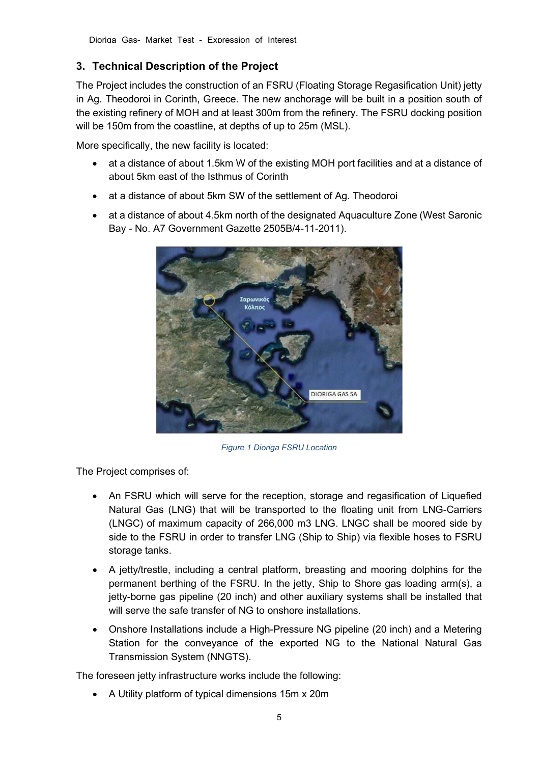## 3. Technical Description of the Project

The Project includes the construction of an FSRU (Floating Storage Regasification Unit) jetty in Ag. Theodoroi in Corinth, Greece. The new anchorage will be built in a position south of the existing refinery of MOH and at least 300m from the refinery. The FSRU docking position will be 150m from the coastline, at depths of up to 25m (MSL).

More specifically, the new facility is located:

- at a distance of about 1.5km W of the existing MOH port facilities and at a distance of about 5km east of the Isthmus of Corinth
- at a distance of about 5km SW of the settlement of Ag. Theodoroi
- at a distance of about 4.5km north of the designated Aquaculture Zone (West Saronic Bay - No. A7 Government Gazette 2505B/4-11-2011).

*Figure 1 Dioriga FSRU Location*

The Project comprises of:

- An FSRU which will serve for the reception, storage and regasification of Liquefied Natural Gas (LNG) that will be transported to the floating unit from LNG-Carriers (LNGC) of maximum capacity of 266,000 m3 LNG. LNGC shall be moored side by side to the FSRU in order to transfer LNG (Ship to Ship) via flexible hoses to FSRU storage tanks.
- A jetty/trestle, including a central platform, breasting and mooring dolphins for the permanent berthing of the FSRU. In the jetty, Ship to Shore gas loading arm(s), a jetty-borne gas pipeline (20 inch) and other auxiliary systems shall be installed that will serve the safe transfer of NG to onshore installations.
- Onshore Installations include a High-Pressure NG pipeline (20 inch) and a Metering Station for the conveyance of the exported NG to the National Natural Gas Transmission System (NNGTS).

The foreseen jetty infrastructure works include the following:

- A Utility platform of typical dimensions 15m x 20m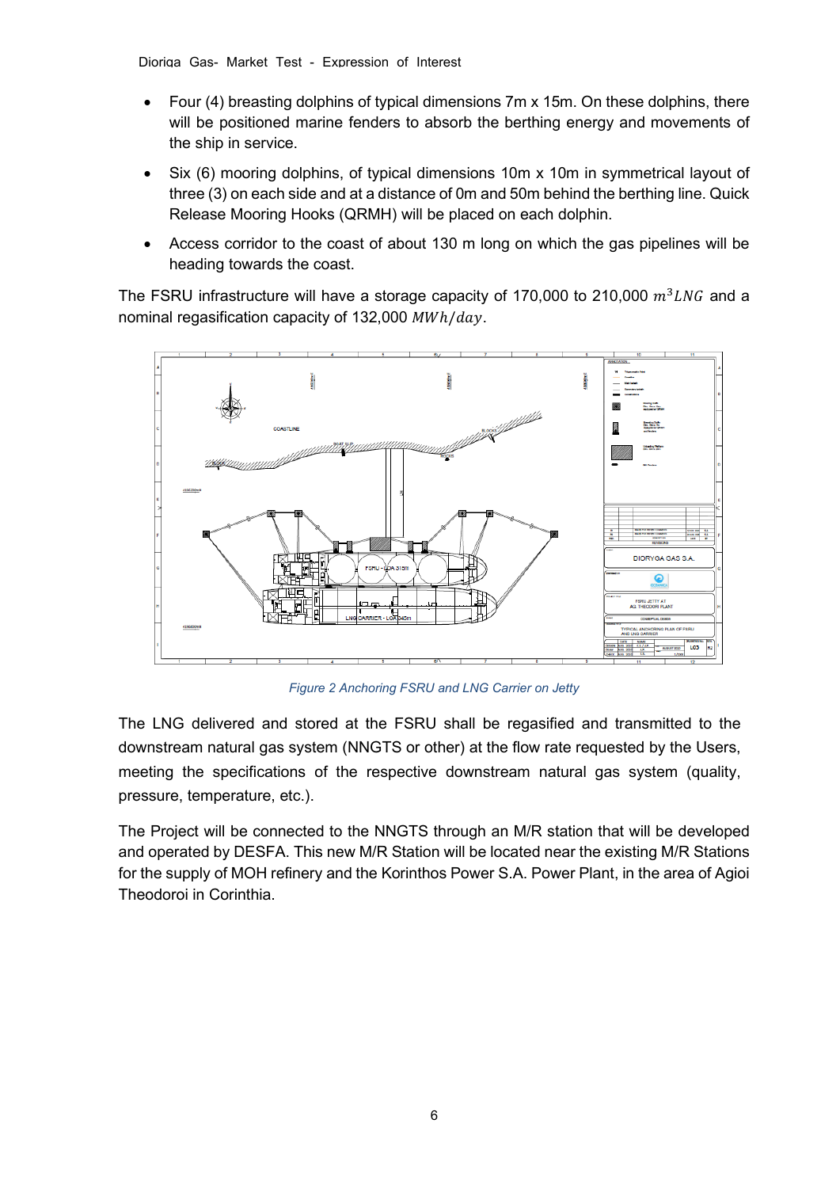- Four (4) breasting dolphins of typical dimensions 7m x 15m. On these dolphins, there will be positioned marine fenders to absorb the berthing energy and movements of the ship in service.
- Six (6) mooring dolphins, of typical dimensions 10m x 10m in symmetrical layout of three (3) on each side and at a distance of 0m and 50m behind the berthing line. Quick Release Mooring Hooks (QRMH) will be placed on each dolphin.
- Access corridor to the coast of about 130 m long on which the gas pipelines will be heading towards the coast.

The FSRU infrastructure will have a storage capacity of 170,000 to 210,000 $m^3 LNG$ and a nominal regasification capacity of 132,000 $MWh/day$.

*Figure 2 Anchoring FSRU and LNG Carrier on Jetty*

The LNG delivered and stored at the FSRU shall be regasified and transmitted to the downstream natural gas system (NNGTS or other) at the flow rate requested by the Users, meeting the specifications of the respective downstream natural gas system (quality, pressure, temperature, etc.).

The Project will be connected to the NNGTS through an M/R station that will be developed and operated by DESFA. This new M/R Station will be located near the existing M/R Stations for the supply of MOH refinery and the Korinthos Power S.A. Power Plant, in the area of Agioi Theodoroi in Corinthia.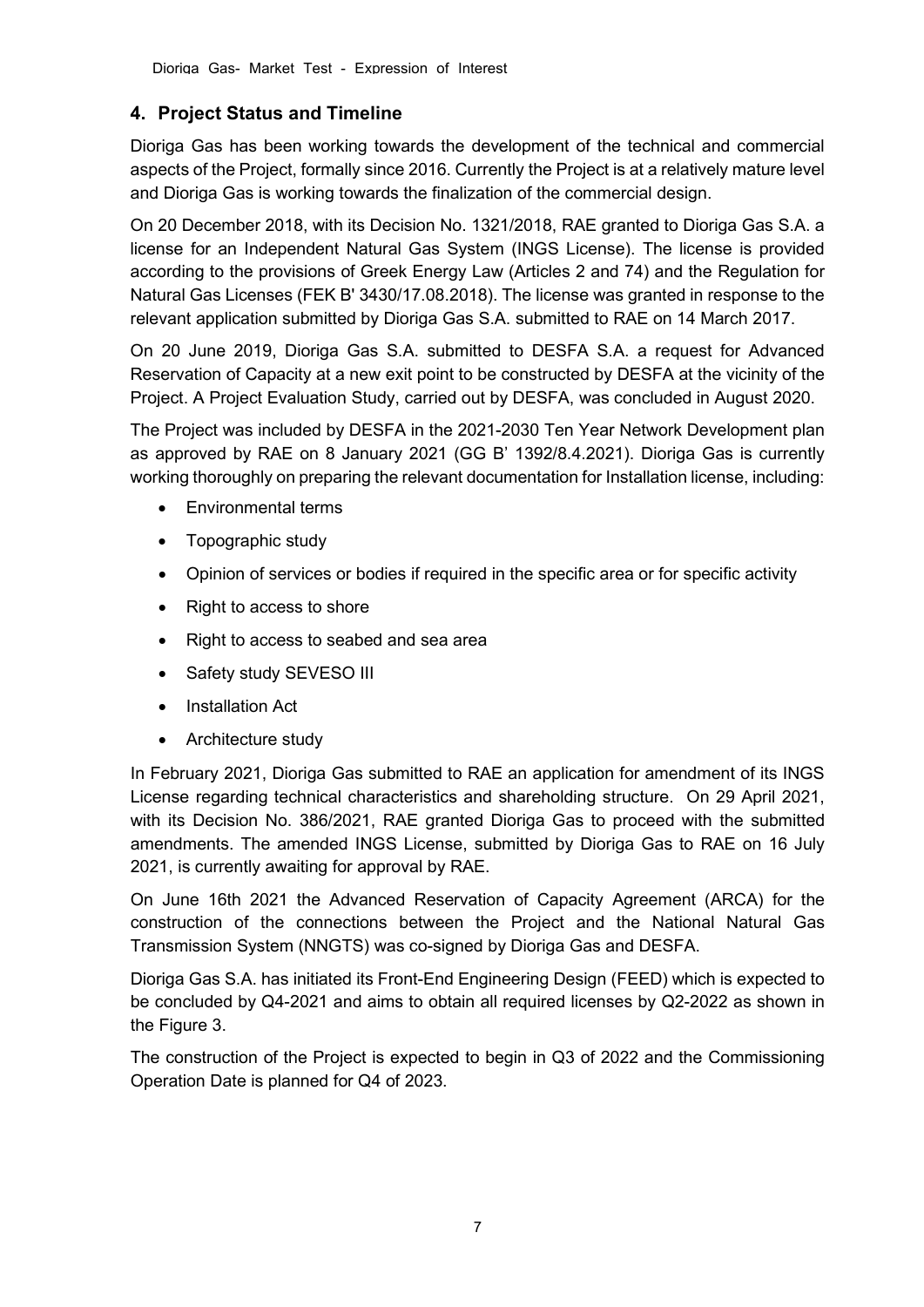## 4. Project Status and Timeline

Dioriga Gas has been working towards the development of the technical and commercial aspects of the Project, formally since 2016. Currently the Project is at a relatively mature level and Dioriga Gas is working towards the finalization of the commercial design.

On 20 December 2018, with its Decision No. 1321/2018, RAE granted to Dioriga Gas S.A. a license for an Independent Natural Gas System (INGS License). The license is provided according to the provisions of Greek Energy Law (Articles 2 and 74) and the Regulation for Natural Gas Licenses (FEK B' 3430/17.08.2018). The license was granted in response to the relevant application submitted by Dioriga Gas S.A. submitted to RAE on 14 March 2017.

On 20 June 2019, Dioriga Gas S.A. submitted to DESFA S.A. a request for Advanced Reservation of Capacity at a new exit point to be constructed by DESFA at the vicinity of the Project. A Project Evaluation Study, carried out by DESFA, was concluded in August 2020.

The Project was included by DESFA in the 2021-2030 Ten Year Network Development plan as approved by RAE on 8 January 2021 (GG B' 1392/8.4.2021). Dioriga Gas is currently working thoroughly on preparing the relevant documentation for Installation license, including:

- Environmental terms
- Topographic study
- Opinion of services or bodies if required in the specific area or for specific activity
- Right to access to shore
- Right to access to seabed and sea area
- Safety study SEVESO III
- Installation Act
- Architecture study

In February 2021, Dioriga Gas submitted to RAE an application for amendment of its INGS License regarding technical characteristics and shareholding structure. On 29 April 2021, with its Decision No. 386/2021, RAE granted Dioriga Gas to proceed with the submitted amendments. The amended INGS License, submitted by Dioriga Gas to RAE on 16 July 2021, is currently awaiting for approval by RAE.

On June 16th 2021 the Advanced Reservation of Capacity Agreement (ARCA) for the construction of the connections between the Project and the National Natural Gas Transmission System (NNGTS) was co-signed by Dioriga Gas and DESFA.

Dioriga Gas S.A. has initiated its Front-End Engineering Design (FEED) which is expected to be concluded by Q4-2021 and aims to obtain all required licenses by Q2-2022 as shown in the Figure 3.

The construction of the Project is expected to begin in Q3 of 2022 and the Commissioning Operation Date is planned for Q4 of 2023.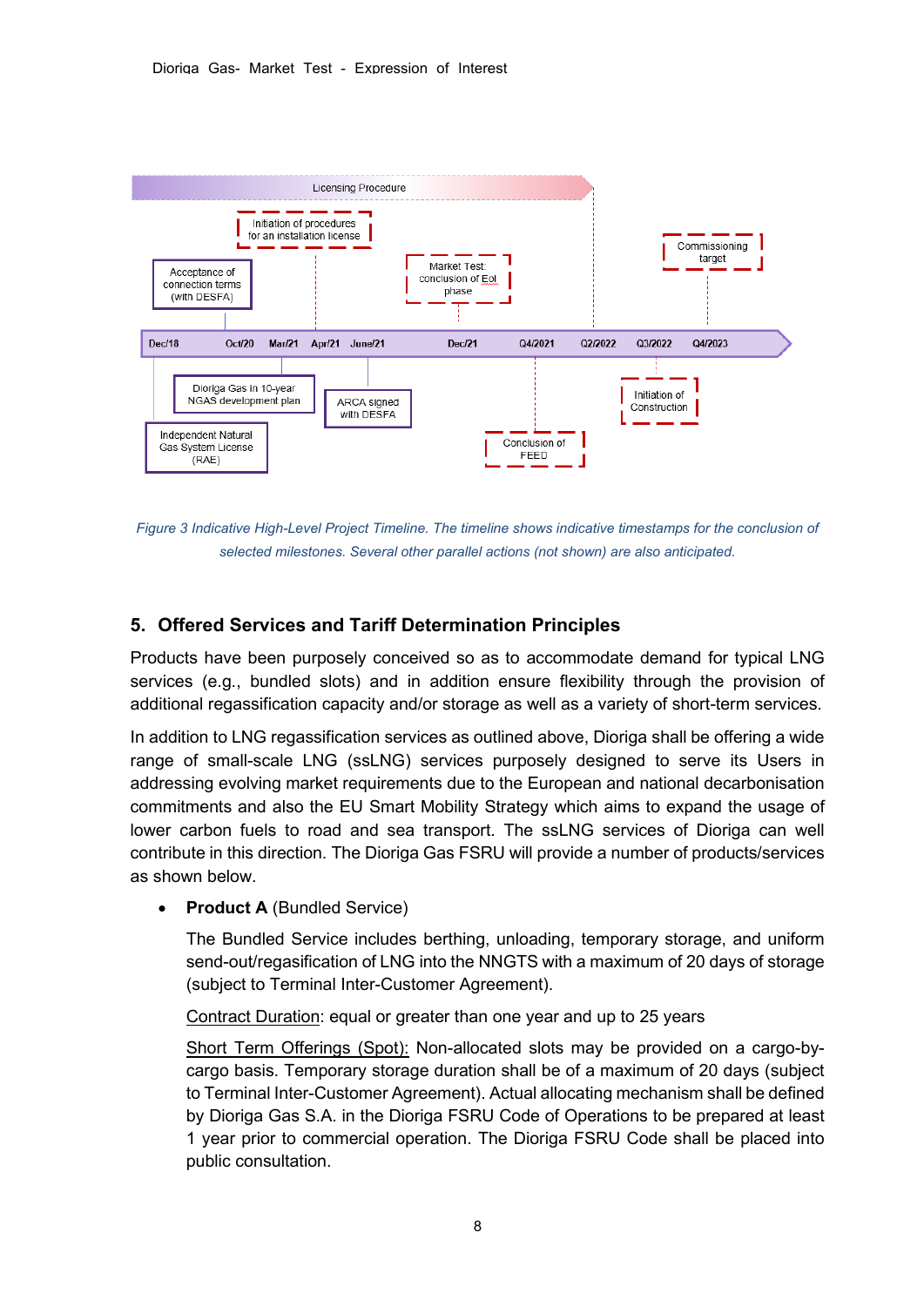Licensing Procedure

Initiation of procedures for an installation license

Acceptance of connection terms (with DESFA)

Market Test: conclusion of EoI phase

Commissioning target

Dec/18 | Oct/20 | Mar/21 | Apr/21 | June/21 | Dec/21 | Q4/2021 | Q2/2022 | Q3/2022 | Q4/2023

Dioriga Gas in 10-year NGAS development plan

ARCA signed with DESFA

Independent Natural Gas System License (RAE)

Initiation of Construction

Conclusion of FEED

*Figure 3 Indicative High-Level Project Timeline. The timeline shows indicative timestamps for the conclusion of selected milestones. Several other parallel actions (not shown) are also anticipated.*

## 5. Offered Services and Tariff Determination Principles

Products have been purposely conceived so as to accommodate demand for typical LNG services (e.g., bundled slots) and in addition ensure flexibility through the provision of additional regassification capacity and/or storage as well as a variety of short-term services.

In addition to LNG regassification services as outlined above, Dioriga shall be offering a wide range of small-scale LNG (ssLNG) services purposely designed to serve its Users in addressing evolving market requirements due to the European and national decarbonisation commitments and also the EU Smart Mobility Strategy which aims to expand the usage of lower carbon fuels to road and sea transport. The ssLNG services of Dioriga can well contribute in this direction. The Dioriga Gas FSRU will provide a number of products/services as shown below.

- **Product A** (Bundled Service)

  The Bundled Service includes berthing, unloading, temporary storage, and uniform send-out/regasification of LNG into the NNGTS with a maximum of 20 days of storage (subject to Terminal Inter-Customer Agreement).

  Contract Duration: equal or greater than one year and up to 25 years

  Short Term Offerings (Spot): Non-allocated slots may be provided on a cargo-by-cargo basis. Temporary storage duration shall be of a maximum of 20 days (subject to Terminal Inter-Customer Agreement). Actual allocating mechanism shall be defined by Dioriga Gas S.A. in the Dioriga FSRU Code of Operations to be prepared at least 1 year prior to commercial operation. The Dioriga FSRU Code shall be placed into public consultation.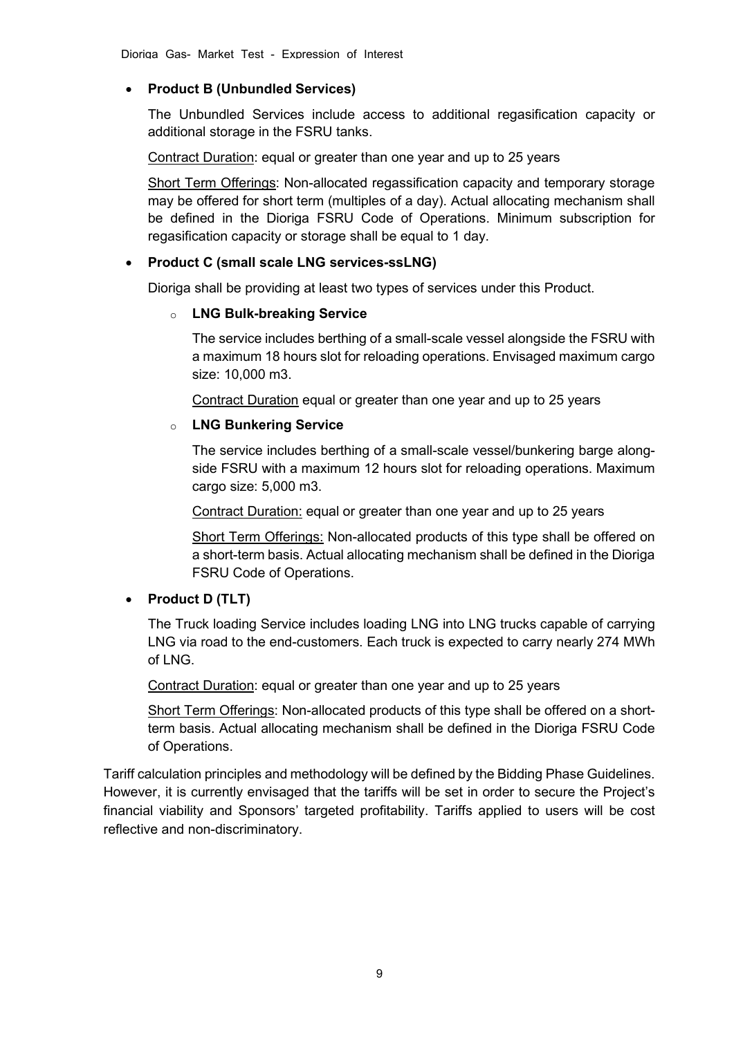- **Product B (Unbundled Services)**

  The Unbundled Services include access to additional regasification capacity or additional storage in the FSRU tanks.

  Contract Duration: equal or greater than one year and up to 25 years

  Short Term Offerings: Non-allocated regassification capacity and temporary storage may be offered for short term (multiples of a day). Actual allocating mechanism shall be defined in the Dioriga FSRU Code of Operations. Minimum subscription for regasification capacity or storage shall be equal to 1 day.

- **Product C (small scale LNG services-ssLNG)**

  Dioriga shall be providing at least two types of services under this Product.

  - **LNG Bulk-breaking Service**

    The service includes berthing of a small-scale vessel alongside the FSRU with a maximum 18 hours slot for reloading operations. Envisaged maximum cargo size: 10,000 m3.

    Contract Duration equal or greater than one year and up to 25 years

  - **LNG Bunkering Service**

    The service includes berthing of a small-scale vessel/bunkering barge alongside FSRU with a maximum 12 hours slot for reloading operations. Maximum cargo size: 5,000 m3.

    Contract Duration: equal or greater than one year and up to 25 years

    Short Term Offerings: Non-allocated products of this type shall be offered on a short-term basis. Actual allocating mechanism shall be defined in the Dioriga FSRU Code of Operations.

- **Product D (TLT)**

  The Truck loading Service includes loading LNG into LNG trucks capable of carrying LNG via road to the end-customers. Each truck is expected to carry nearly 274 MWh of LNG.

  Contract Duration: equal or greater than one year and up to 25 years

  Short Term Offerings: Non-allocated products of this type shall be offered on a short-term basis. Actual allocating mechanism shall be defined in the Dioriga FSRU Code of Operations.

Tariff calculation principles and methodology will be defined by the Bidding Phase Guidelines. However, it is currently envisaged that the tariffs will be set in order to secure the Project's financial viability and Sponsors' targeted profitability. Tariffs applied to users will be cost reflective and non-discriminatory.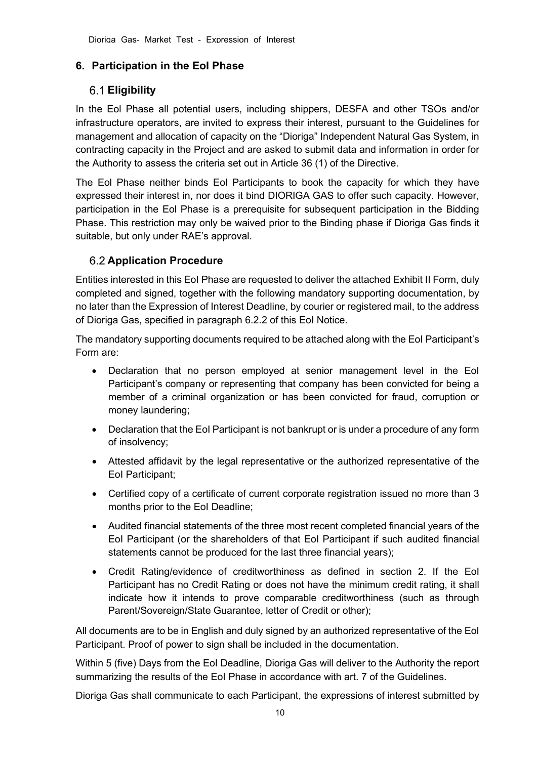## 6. Participation in the EoI Phase

### 6.1 Eligibility

In the EoI Phase all potential users, including shippers, DESFA and other TSOs and/or infrastructure operators, are invited to express their interest, pursuant to the Guidelines for management and allocation of capacity on the "Dioriga" Independent Natural Gas System, in contracting capacity in the Project and are asked to submit data and information in order for the Authority to assess the criteria set out in Article 36 (1) of the Directive.

The EoI Phase neither binds EoI Participants to book the capacity for which they have expressed their interest in, nor does it bind DIORIGA GAS to offer such capacity. However, participation in the EoI Phase is a prerequisite for subsequent participation in the Bidding Phase. This restriction may only be waived prior to the Binding phase if Dioriga Gas finds it suitable, but only under RAE's approval.

### 6.2 Application Procedure

Entities interested in this EoI Phase are requested to deliver the attached Exhibit II Form, duly completed and signed, together with the following mandatory supporting documentation, by no later than the Expression of Interest Deadline, by courier or registered mail, to the address of Dioriga Gas, specified in paragraph 6.2.2 of this EoI Notice.

The mandatory supporting documents required to be attached along with the EoI Participant's Form are:

- Declaration that no person employed at senior management level in the EoI Participant's company or representing that company has been convicted for being a member of a criminal organization or has been convicted for fraud, corruption or money laundering;
- Declaration that the EoI Participant is not bankrupt or is under a procedure of any form of insolvency;
- Attested affidavit by the legal representative or the authorized representative of the EoI Participant;
- Certified copy of a certificate of current corporate registration issued no more than 3 months prior to the EoI Deadline;
- Audited financial statements of the three most recent completed financial years of the EoI Participant (or the shareholders of that EoI Participant if such audited financial statements cannot be produced for the last three financial years);
- Credit Rating/evidence of creditworthiness as defined in section 2. If the EoI Participant has no Credit Rating or does not have the minimum credit rating, it shall indicate how it intends to prove comparable creditworthiness (such as through Parent/Sovereign/State Guarantee, letter of Credit or other);

All documents are to be in English and duly signed by an authorized representative of the EoI Participant. Proof of power to sign shall be included in the documentation.

Within 5 (five) Days from the EoI Deadline, Dioriga Gas will deliver to the Authority the report summarizing the results of the EoI Phase in accordance with art. 7 of the Guidelines.

Dioriga Gas shall communicate to each Participant, the expressions of interest submitted by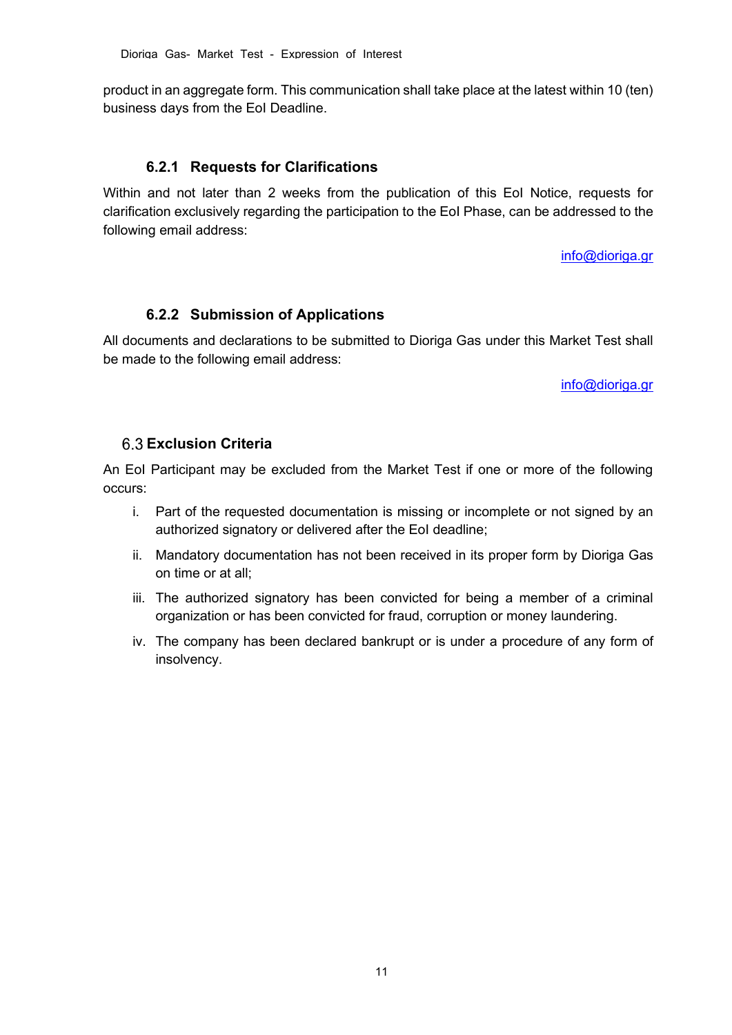product in an aggregate form. This communication shall take place at the latest within 10 (ten) business days from the EoI Deadline.

#### 6.2.1 Requests for Clarifications

Within and not later than 2 weeks from the publication of this EoI Notice, requests for clarification exclusively regarding the participation to the EoI Phase, can be addressed to the following email address:

info@dioriga.gr

#### 6.2.2 Submission of Applications

All documents and declarations to be submitted to Dioriga Gas under this Market Test shall be made to the following email address:

info@dioriga.gr

### 6.3 Exclusion Criteria

An EoI Participant may be excluded from the Market Test if one or more of the following occurs:

i. Part of the requested documentation is missing or incomplete or not signed by an authorized signatory or delivered after the EoI deadline;

ii. Mandatory documentation has not been received in its proper form by Dioriga Gas on time or at all;

iii. The authorized signatory has been convicted for being a member of a criminal organization or has been convicted for fraud, corruption or money laundering.

iv. The company has been declared bankrupt or is under a procedure of any form of insolvency.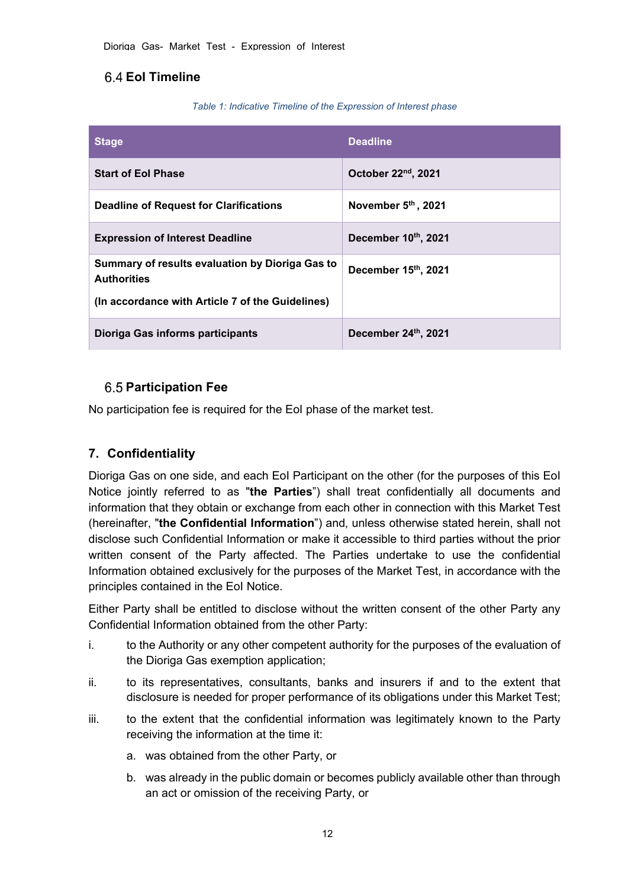### 6.4 EoI Timeline

*Table 1: Indicative Timeline of the Expression of Interest phase*

| Stage | Deadline |
| --- | --- |
| **Start of EoI Phase** | **October 22nd, 2021** |
| **Deadline of Request for Clarifications** | **November 5th , 2021** |
| **Expression of Interest Deadline** | **December 10th, 2021** |
| **Summary of results evaluation by Dioriga Gas to Authorities**<br><br>**(In accordance with Article 7 of the Guidelines)** | **December 15th, 2021** |
| **Dioriga Gas informs participants** | **December 24th, 2021** |

### 6.5 Participation Fee

No participation fee is required for the EoI phase of the market test.

## 7. Confidentiality

Dioriga Gas on one side, and each EoI Participant on the other (for the purposes of this EoI Notice jointly referred to as "**the Parties**") shall treat confidentially all documents and information that they obtain or exchange from each other in connection with this Market Test (hereinafter, "**the Confidential Information**") and, unless otherwise stated herein, shall not disclose such Confidential Information or make it accessible to third parties without the prior written consent of the Party affected. The Parties undertake to use the confidential Information obtained exclusively for the purposes of the Market Test, in accordance with the principles contained in the EoI Notice.

Either Party shall be entitled to disclose without the written consent of the other Party any Confidential Information obtained from the other Party:

i. to the Authority or any other competent authority for the purposes of the evaluation of the Dioriga Gas exemption application;

ii. to its representatives, consultants, banks and insurers if and to the extent that disclosure is needed for proper performance of its obligations under this Market Test;

iii. to the extent that the confidential information was legitimately known to the Party receiving the information at the time it:

   a. was obtained from the other Party, or

   b. was already in the public domain or becomes publicly available other than through an act or omission of the receiving Party, or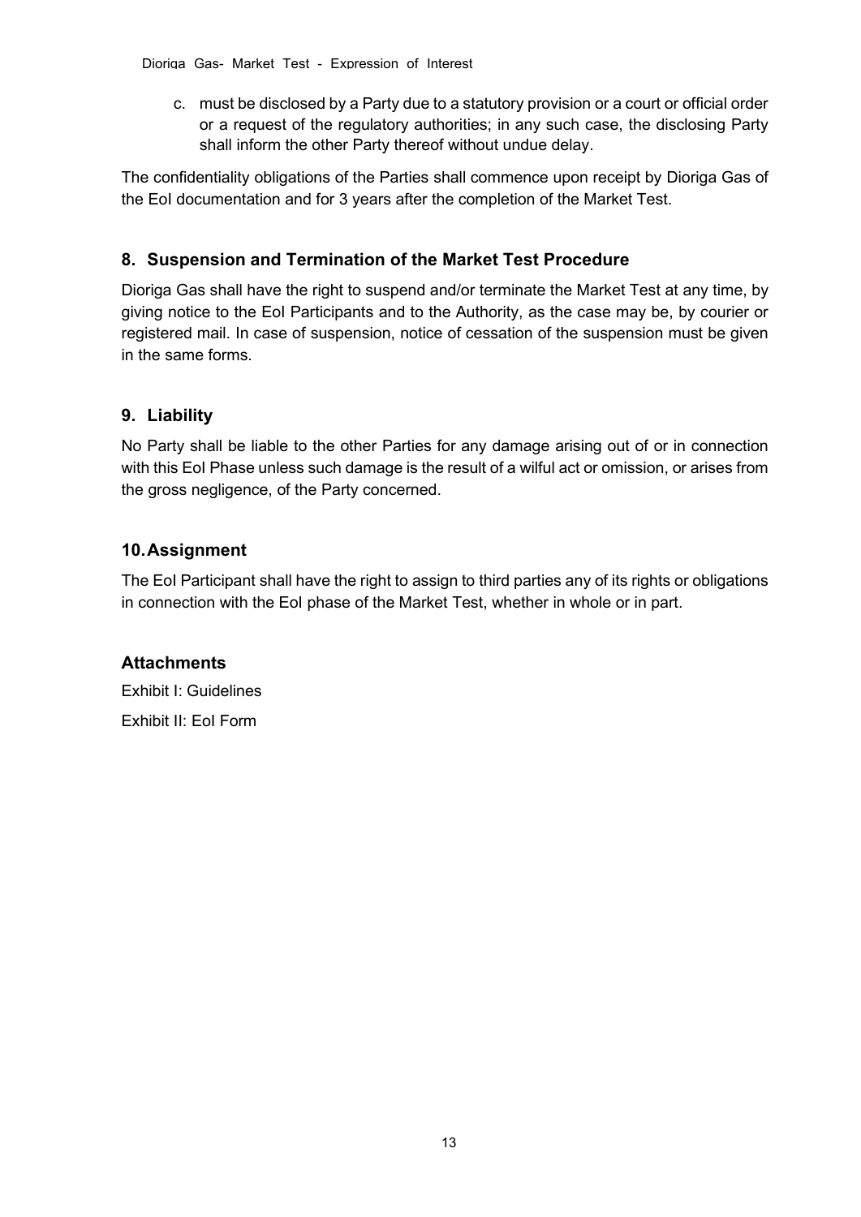c. must be disclosed by a Party due to a statutory provision or a court or official order or a request of the regulatory authorities; in any such case, the disclosing Party shall inform the other Party thereof without undue delay.

The confidentiality obligations of the Parties shall commence upon receipt by Dioriga Gas of the EoI documentation and for 3 years after the completion of the Market Test.

## 8. Suspension and Termination of the Market Test Procedure

Dioriga Gas shall have the right to suspend and/or terminate the Market Test at any time, by giving notice to the EoI Participants and to the Authority, as the case may be, by courier or registered mail. In case of suspension, notice of cessation of the suspension must be given in the same forms.

## 9. Liability

No Party shall be liable to the other Parties for any damage arising out of or in connection with this EoI Phase unless such damage is the result of a wilful act or omission, or arises from the gross negligence, of the Party concerned.

## 10. Assignment

The EoI Participant shall have the right to assign to third parties any of its rights or obligations in connection with the EoI phase of the Market Test, whether in whole or in part.

## Attachments

Exhibit I: Guidelines

Exhibit II: EoI Form